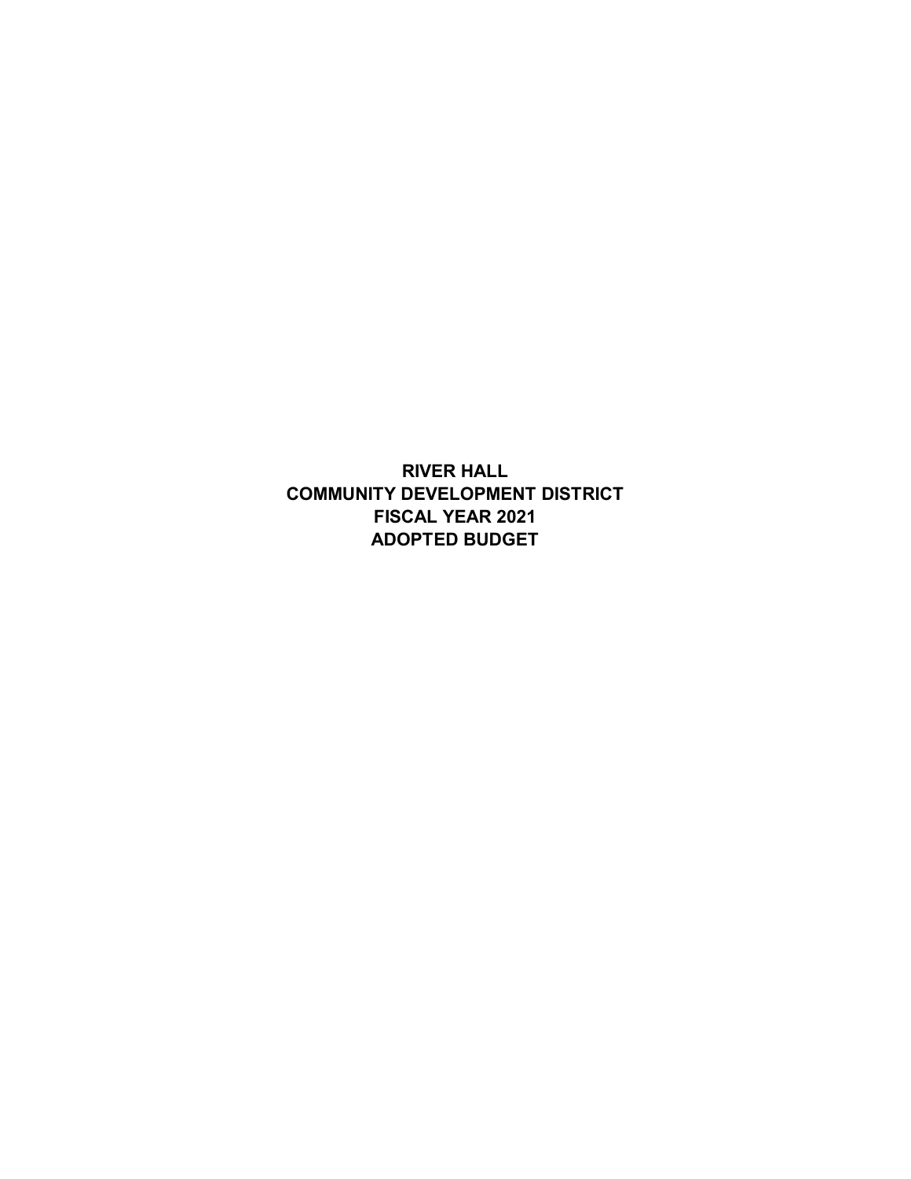# RIVER HALL
# COMMUNITY DEVELOPMENT DISTRICT
# FISCAL YEAR 2021
# ADOPTED BUDGET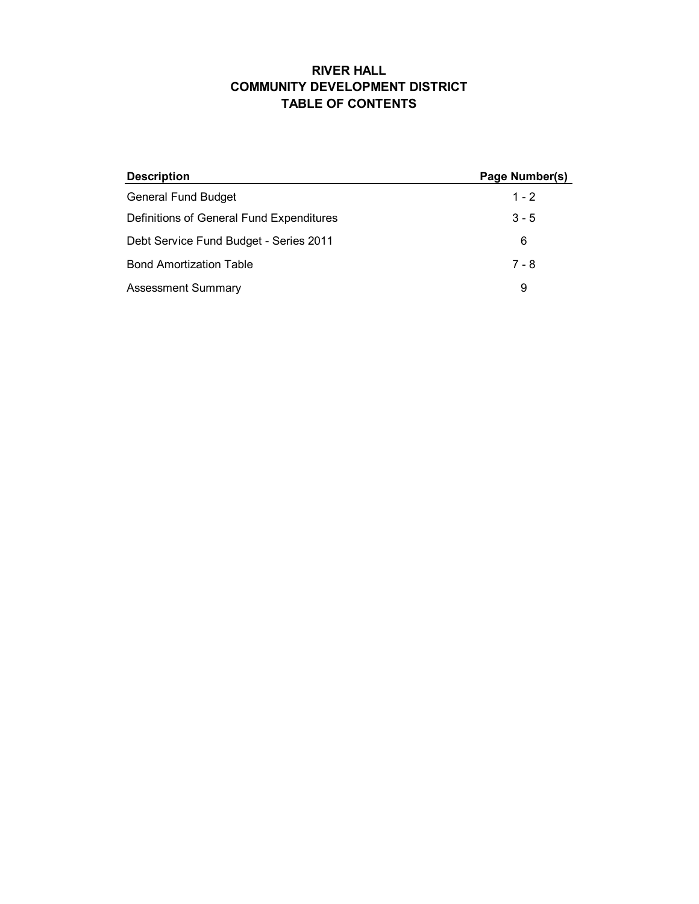# RIVER HALL
# COMMUNITY DEVELOPMENT DISTRICT
# TABLE OF CONTENTS

| Description | Page Number(s) |
|---|---|
| General Fund Budget | 1 - 2 |
| Definitions of General Fund Expenditures | 3 - 5 |
| Debt Service Fund Budget - Series 2011 | 6 |
| Bond Amortization Table | 7 - 8 |
| Assessment Summary | 9 |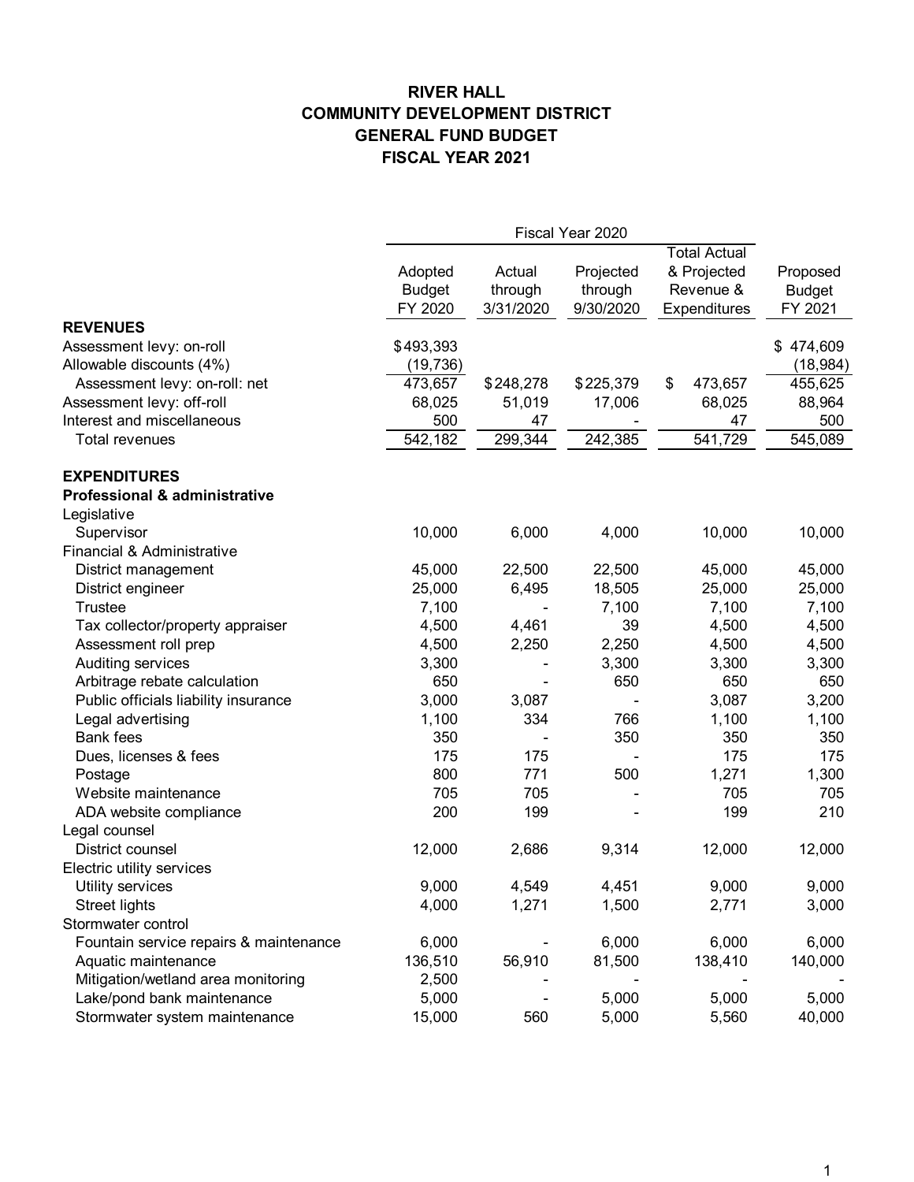**RIVER HALL**
**COMMUNITY DEVELOPMENT DISTRICT**
**GENERAL FUND BUDGET**
**FISCAL YEAR 2021**

| | Fiscal Year 2020 | | | | |
|---|---|---|---|---|---|
| | Adopted Budget FY 2020 | Actual through 3/31/2020 | Projected through 9/30/2020 | Total Actual & Projected Revenue & Expenditures | Proposed Budget FY 2021 |
| **REVENUES** | | | | | |
| Assessment levy: on-roll | $493,393 | | | | $ 474,609 |
| Allowable discounts (4%) | (19,736) | | | | (18,984) |
| Assessment levy: on-roll: net | 473,657 | $248,278 | $225,379 | $ 473,657 | 455,625 |
| Assessment levy: off-roll | 68,025 | 51,019 | 17,006 | 68,025 | 88,964 |
| Interest and miscellaneous | 500 | 47 | - | 47 | 500 |
| Total revenues | 542,182 | 299,344 | 242,385 | 541,729 | 545,089 |
| | | | | | |
| **EXPENDITURES** | | | | | |
| **Professional & administrative** | | | | | |
| Legislative | | | | | |
| Supervisor | 10,000 | 6,000 | 4,000 | 10,000 | 10,000 |
| Financial & Administrative | | | | | |
| District management | 45,000 | 22,500 | 22,500 | 45,000 | 45,000 |
| District engineer | 25,000 | 6,495 | 18,505 | 25,000 | 25,000 |
| Trustee | 7,100 | - | 7,100 | 7,100 | 7,100 |
| Tax collector/property appraiser | 4,500 | 4,461 | 39 | 4,500 | 4,500 |
| Assessment roll prep | 4,500 | 2,250 | 2,250 | 4,500 | 4,500 |
| Auditing services | 3,300 | - | 3,300 | 3,300 | 3,300 |
| Arbitrage rebate calculation | 650 | - | 650 | 650 | 650 |
| Public officials liability insurance | 3,000 | 3,087 | - | 3,087 | 3,200 |
| Legal advertising | 1,100 | 334 | 766 | 1,100 | 1,100 |
| Bank fees | 350 | - | 350 | 350 | 350 |
| Dues, licenses & fees | 175 | 175 | - | 175 | 175 |
| Postage | 800 | 771 | 500 | 1,271 | 1,300 |
| Website maintenance | 705 | 705 | - | 705 | 705 |
| ADA website compliance | 200 | 199 | - | 199 | 210 |
| Legal counsel | | | | | |
| District counsel | 12,000 | 2,686 | 9,314 | 12,000 | 12,000 |
| Electric utility services | | | | | |
| Utility services | 9,000 | 4,549 | 4,451 | 9,000 | 9,000 |
| Street lights | 4,000 | 1,271 | 1,500 | 2,771 | 3,000 |
| Stormwater control | | | | | |
| Fountain service repairs & maintenance | 6,000 | - | 6,000 | 6,000 | 6,000 |
| Aquatic maintenance | 136,510 | 56,910 | 81,500 | 138,410 | 140,000 |
| Mitigation/wetland area monitoring | 2,500 | - | - | - | - |
| Lake/pond bank maintenance | 5,000 | - | 5,000 | 5,000 | 5,000 |
| Stormwater system maintenance | 15,000 | 560 | 5,000 | 5,560 | 40,000 |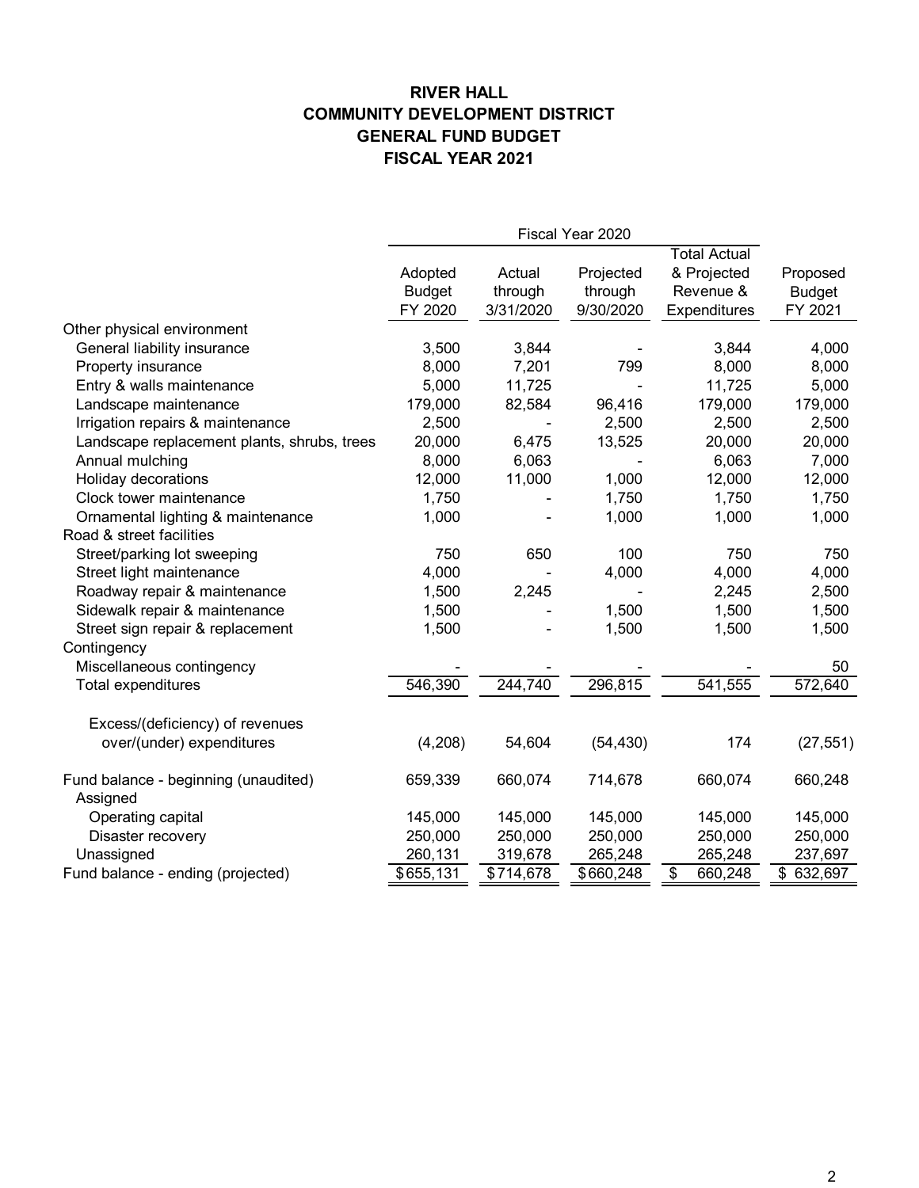# RIVER HALL
# COMMUNITY DEVELOPMENT DISTRICT
# GENERAL FUND BUDGET
# FISCAL YEAR 2021

| | Fiscal Year 2020 | | | | |
|---|---|---|---|---|---|
| | Adopted Budget FY 2020 | Actual through 3/31/2020 | Projected through 9/30/2020 | Total Actual & Projected Revenue & Expenditures | Proposed Budget FY 2021 |
| Other physical environment | | | | | |
| General liability insurance | 3,500 | 3,844 | - | 3,844 | 4,000 |
| Property insurance | 8,000 | 7,201 | 799 | 8,000 | 8,000 |
| Entry & walls maintenance | 5,000 | 11,725 | - | 11,725 | 5,000 |
| Landscape maintenance | 179,000 | 82,584 | 96,416 | 179,000 | 179,000 |
| Irrigation repairs & maintenance | 2,500 | - | 2,500 | 2,500 | 2,500 |
| Landscape replacement plants, shrubs, trees | 20,000 | 6,475 | 13,525 | 20,000 | 20,000 |
| Annual mulching | 8,000 | 6,063 | - | 6,063 | 7,000 |
| Holiday decorations | 12,000 | 11,000 | 1,000 | 12,000 | 12,000 |
| Clock tower maintenance | 1,750 | - | 1,750 | 1,750 | 1,750 |
| Ornamental lighting & maintenance | 1,000 | - | 1,000 | 1,000 | 1,000 |
| Road & street facilities | | | | | |
| Street/parking lot sweeping | 750 | 650 | 100 | 750 | 750 |
| Street light maintenance | 4,000 | - | 4,000 | 4,000 | 4,000 |
| Roadway repair & maintenance | 1,500 | 2,245 | - | 2,245 | 2,500 |
| Sidewalk repair & maintenance | 1,500 | - | 1,500 | 1,500 | 1,500 |
| Street sign repair & replacement | 1,500 | - | 1,500 | 1,500 | 1,500 |
| Contingency | | | | | |
| Miscellaneous contingency | - | - | - | - | 50 |
| Total expenditures | 546,390 | 244,740 | 296,815 | 541,555 | 572,640 |
| | | | | | |
| Excess/(deficiency) of revenues over/(under) expenditures | (4,208) | 54,604 | (54,430) | 174 | (27,551) |
| | | | | | |
| Fund balance - beginning (unaudited) | 659,339 | 660,074 | 714,678 | 660,074 | 660,248 |
| Assigned | | | | | |
| Operating capital | 145,000 | 145,000 | 145,000 | 145,000 | 145,000 |
| Disaster recovery | 250,000 | 250,000 | 250,000 | 250,000 | 250,000 |
| Unassigned | 260,131 | 319,678 | 265,248 | 265,248 | 237,697 |
| Fund balance - ending (projected) | $655,131 | $714,678 | $660,248 | $ 660,248 | $ 632,697 |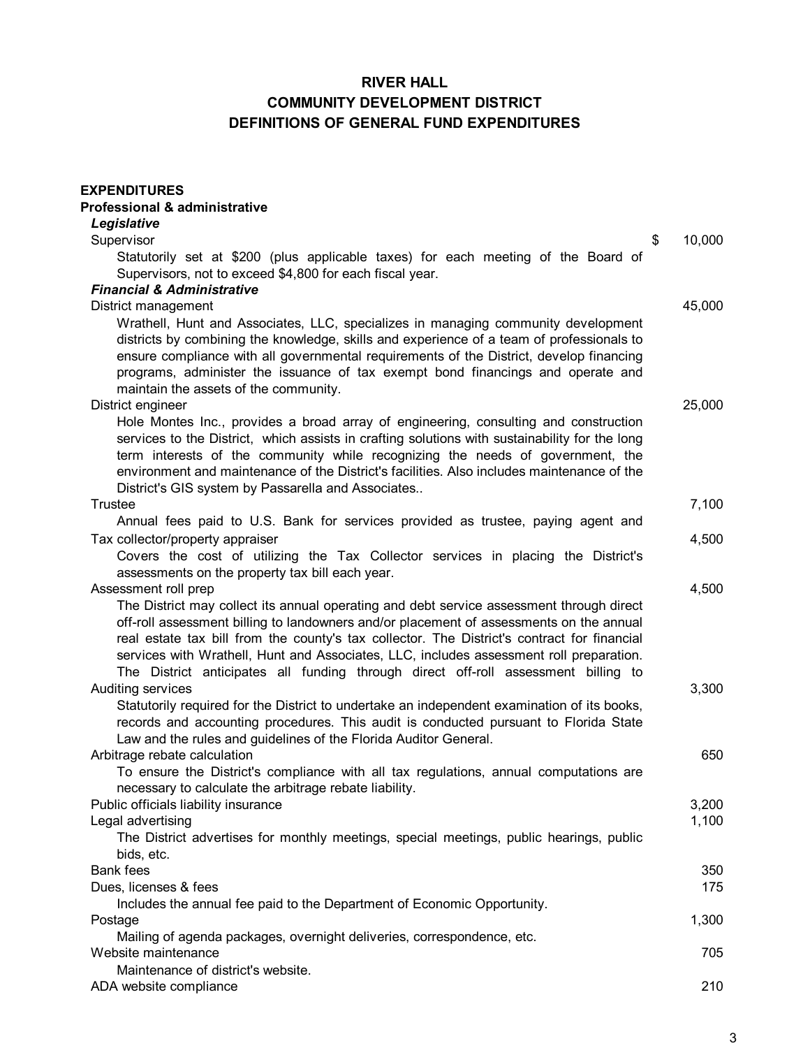# RIVER HALL
## COMMUNITY DEVELOPMENT DISTRICT
## DEFINITIONS OF GENERAL FUND EXPENDITURES

**EXPENDITURES**

**Professional & administrative**

***Legislative***

| | |
|---|---|
| Supervisor | $ 10,000 |
| Statutorily set at $200 (plus applicable taxes) for each meeting of the Board of Supervisors, not to exceed $4,800 for each fiscal year. | |
| ***Financial & Administrative*** | |
| District management | 45,000 |
| Wrathell, Hunt and Associates, LLC, specializes in managing community development districts by combining the knowledge, skills and experience of a team of professionals to ensure compliance with all governmental requirements of the District, develop financing programs, administer the issuance of tax exempt bond financings and operate and maintain the assets of the community. | |
| District engineer | 25,000 |
| Hole Montes Inc., provides a broad array of engineering, consulting and construction services to the District, which assists in crafting solutions with sustainability for the long term interests of the community while recognizing the needs of government, the environment and maintenance of the District's facilities. Also includes maintenance of the District's GIS system by Passarella and Associates.. | |
| Trustee | 7,100 |
| Annual fees paid to U.S. Bank for services provided as trustee, paying agent and | |
| Tax collector/property appraiser | 4,500 |
| Covers the cost of utilizing the Tax Collector services in placing the District's assessments on the property tax bill each year. | |
| Assessment roll prep | 4,500 |
| The District may collect its annual operating and debt service assessment through direct off-roll assessment billing to landowners and/or placement of assessments on the annual real estate tax bill from the county's tax collector. The District's contract for financial services with Wrathell, Hunt and Associates, LLC, includes assessment roll preparation. The District anticipates all funding through direct off-roll assessment billing to | |
| Auditing services | 3,300 |
| Statutorily required for the District to undertake an independent examination of its books, records and accounting procedures. This audit is conducted pursuant to Florida State Law and the rules and guidelines of the Florida Auditor General. | |
| Arbitrage rebate calculation | 650 |
| To ensure the District's compliance with all tax regulations, annual computations are necessary to calculate the arbitrage rebate liability. | |
| Public officials liability insurance | 3,200 |
| Legal advertising | 1,100 |
| The District advertises for monthly meetings, special meetings, public hearings, public bids, etc. | |
| Bank fees | 350 |
| Dues, licenses & fees | 175 |
| Includes the annual fee paid to the Department of Economic Opportunity. | |
| Postage | 1,300 |
| Mailing of agenda packages, overnight deliveries, correspondence, etc. | |
| Website maintenance | 705 |
| Maintenance of district's website. | |
| ADA website compliance | 210 |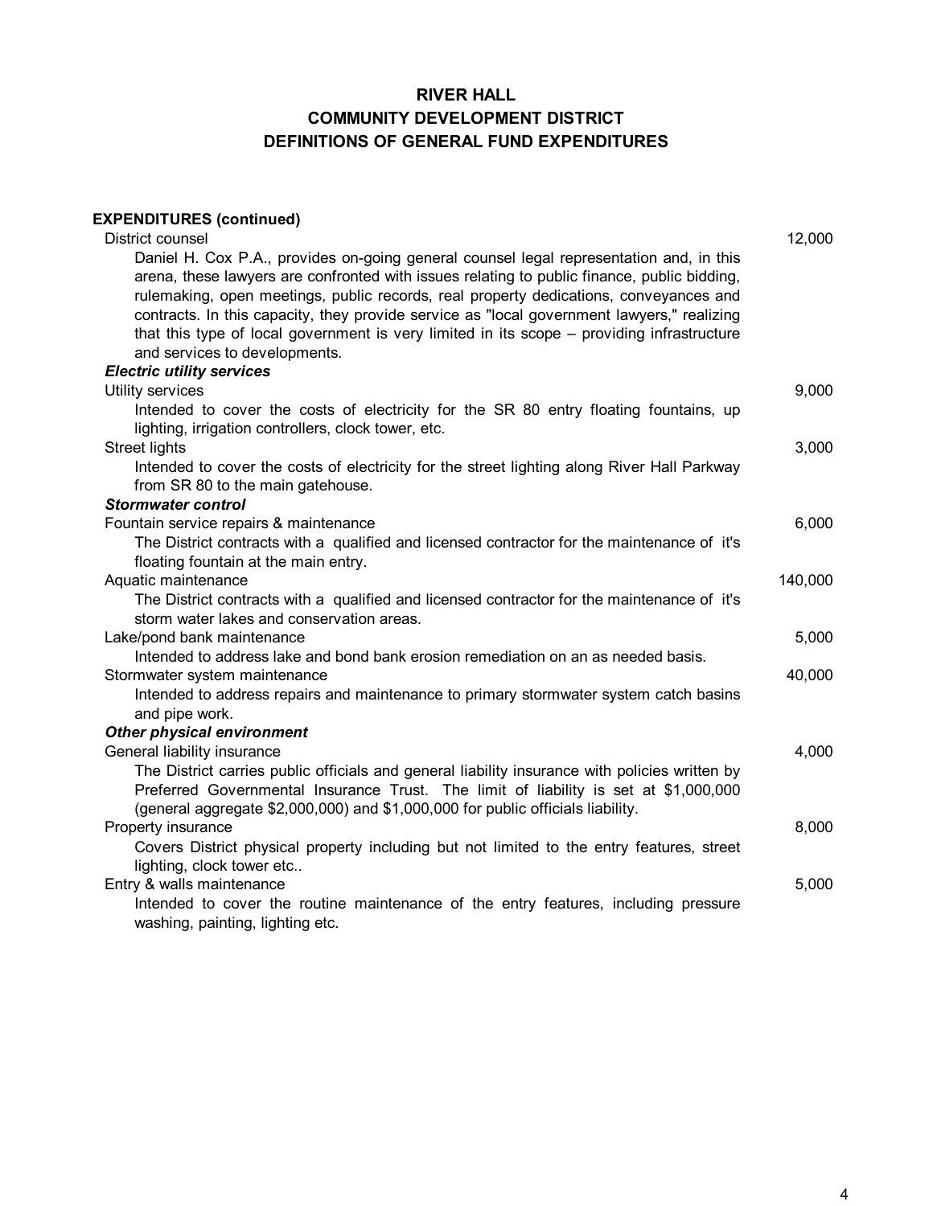# RIVER HALL
## COMMUNITY DEVELOPMENT DISTRICT
## DEFINITIONS OF GENERAL FUND EXPENDITURES

**EXPENDITURES (continued)**

| | |
|---|---:|
| District counsel | 12,000 |
| Daniel H. Cox P.A., provides on-going general counsel legal representation and, in this arena, these lawyers are confronted with issues relating to public finance, public bidding, rulemaking, open meetings, public records, real property dedications, conveyances and contracts. In this capacity, they provide service as "local government lawyers," realizing that this type of local government is very limited in its scope – providing infrastructure and services to developments. | |
| ***Electric utility services*** | |
| Utility services | 9,000 |
| Intended to cover the costs of electricity for the SR 80 entry floating fountains, up lighting, irrigation controllers, clock tower, etc. | |
| Street lights | 3,000 |
| Intended to cover the costs of electricity for the street lighting along River Hall Parkway from SR 80 to the main gatehouse. | |
| ***Stormwater control*** | |
| Fountain service repairs & maintenance | 6,000 |
| The District contracts with a qualified and licensed contractor for the maintenance of it's floating fountain at the main entry. | |
| Aquatic maintenance | 140,000 |
| The District contracts with a qualified and licensed contractor for the maintenance of it's storm water lakes and conservation areas. | |
| Lake/pond bank maintenance | 5,000 |
| Intended to address lake and bond bank erosion remediation on an as needed basis. | |
| Stormwater system maintenance | 40,000 |
| Intended to address repairs and maintenance to primary stormwater system catch basins and pipe work. | |
| ***Other physical environment*** | |
| General liability insurance | 4,000 |
| The District carries public officials and general liability insurance with policies written by Preferred Governmental Insurance Trust. The limit of liability is set at $1,000,000 (general aggregate $2,000,000) and $1,000,000 for public officials liability. | |
| Property insurance | 8,000 |
| Covers District physical property including but not limited to the entry features, street lighting, clock tower etc.. | |
| Entry & walls maintenance | 5,000 |
| Intended to cover the routine maintenance of the entry features, including pressure washing, painting, lighting etc. | |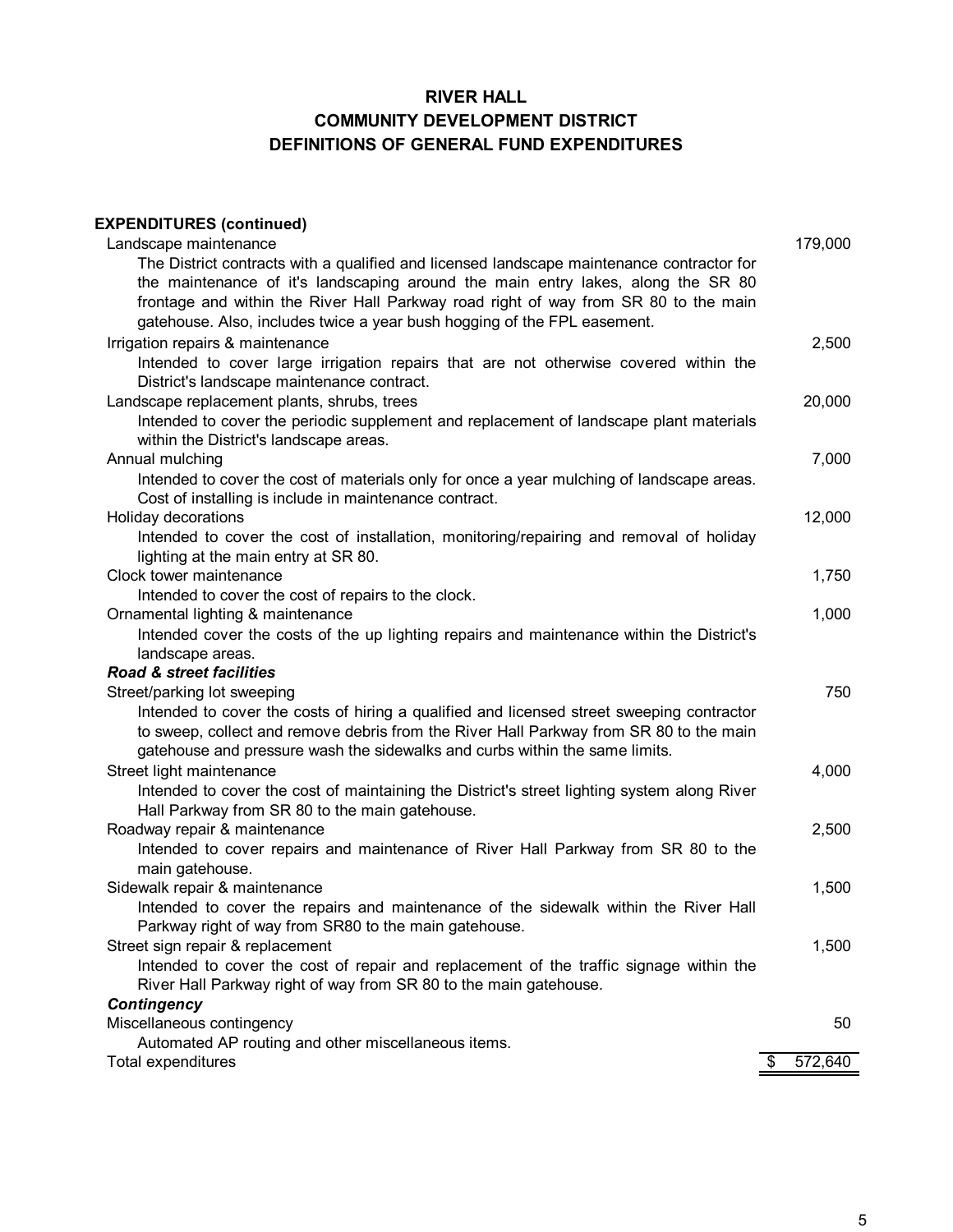# RIVER HALL
## COMMUNITY DEVELOPMENT DISTRICT
## DEFINITIONS OF GENERAL FUND EXPENDITURES

| **EXPENDITURES (continued)** | |
|---|---|
| Landscape maintenance | 179,000 |
| The District contracts with a qualified and licensed landscape maintenance contractor for the maintenance of it's landscaping around the main entry lakes, along the SR 80 frontage and within the River Hall Parkway road right of way from SR 80 to the main gatehouse. Also, includes twice a year bush hogging of the FPL easement. | |
| Irrigation repairs & maintenance | 2,500 |
| Intended to cover large irrigation repairs that are not otherwise covered within the District's landscape maintenance contract. | |
| Landscape replacement plants, shrubs, trees | 20,000 |
| Intended to cover the periodic supplement and replacement of landscape plant materials within the District's landscape areas. | |
| Annual mulching | 7,000 |
| Intended to cover the cost of materials only for once a year mulching of landscape areas. Cost of installing is include in maintenance contract. | |
| Holiday decorations | 12,000 |
| Intended to cover the cost of installation, monitoring/repairing and removal of holiday lighting at the main entry at SR 80. | |
| Clock tower maintenance | 1,750 |
| Intended to cover the cost of repairs to the clock. | |
| Ornamental lighting & maintenance | 1,000 |
| Intended cover the costs of the up lighting repairs and maintenance within the District's landscape areas. | |
| ***Road & street facilities*** | |
| Street/parking lot sweeping | 750 |
| Intended to cover the costs of hiring a qualified and licensed street sweeping contractor to sweep, collect and remove debris from the River Hall Parkway from SR 80 to the main gatehouse and pressure wash the sidewalks and curbs within the same limits. | |
| Street light maintenance | 4,000 |
| Intended to cover the cost of maintaining the District's street lighting system along River Hall Parkway from SR 80 to the main gatehouse. | |
| Roadway repair & maintenance | 2,500 |
| Intended to cover repairs and maintenance of River Hall Parkway from SR 80 to the main gatehouse. | |
| Sidewalk repair & maintenance | 1,500 |
| Intended to cover the repairs and maintenance of the sidewalk within the River Hall Parkway right of way from SR80 to the main gatehouse. | |
| Street sign repair & replacement | 1,500 |
| Intended to cover the cost of repair and replacement of the traffic signage within the River Hall Parkway right of way from SR 80 to the main gatehouse. | |
| ***Contingency*** | |
| Miscellaneous contingency | 50 |
| Automated AP routing and other miscellaneous items. | |
| Total expenditures | $ 572,640 |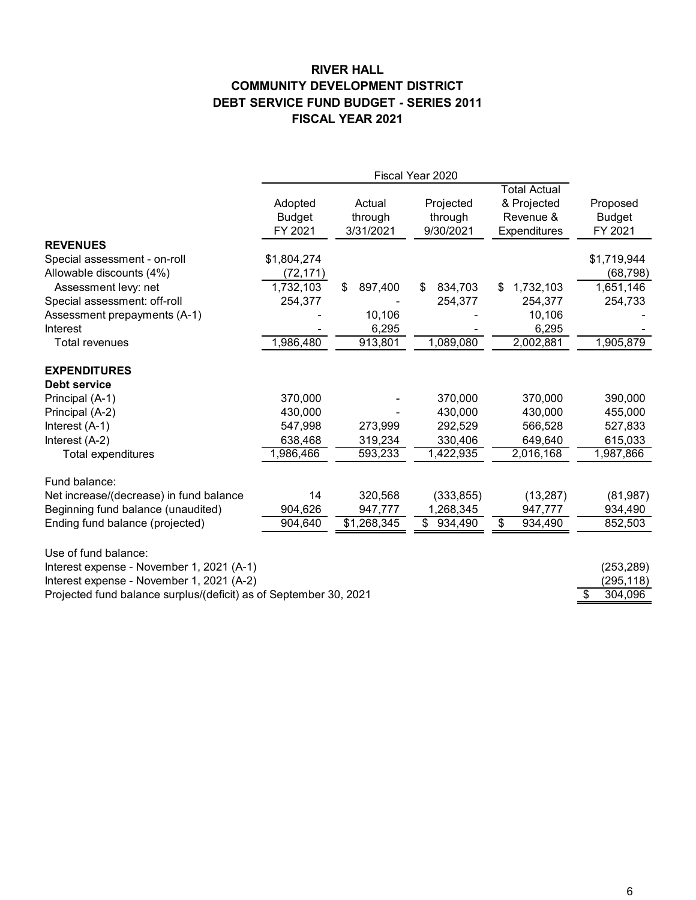# RIVER HALL
## COMMUNITY DEVELOPMENT DISTRICT
## DEBT SERVICE FUND BUDGET - SERIES 2011
## FISCAL YEAR 2021

| | Fiscal Year 2020 | | | | |
|---|---|---|---|---|---|
| | Adopted Budget FY 2021 | Actual through 3/31/2021 | Projected through 9/30/2021 | Total Actual & Projected Revenue & Expenditures | Proposed Budget FY 2021 |
| **REVENUES** | | | | | |
| Special assessment - on-roll | $1,804,274 | | | | $1,719,944 |
| Allowable discounts (4%) | (72,171) | | | | (68,798) |
| Assessment levy: net | 1,732,103 | $ 897,400 | $ 834,703 | $ 1,732,103 | 1,651,146 |
| Special assessment: off-roll | 254,377 | - | 254,377 | 254,377 | 254,733 |
| Assessment prepayments (A-1) | - | 10,106 | - | 10,106 | - |
| Interest | - | 6,295 | - | 6,295 | - |
| Total revenues | 1,986,480 | 913,801 | 1,089,080 | 2,002,881 | 1,905,879 |
| | | | | | |
| **EXPENDITURES** | | | | | |
| **Debt service** | | | | | |
| Principal (A-1) | 370,000 | - | 370,000 | 370,000 | 390,000 |
| Principal (A-2) | 430,000 | - | 430,000 | 430,000 | 455,000 |
| Interest (A-1) | 547,998 | 273,999 | 292,529 | 566,528 | 527,833 |
| Interest (A-2) | 638,468 | 319,234 | 330,406 | 649,640 | 615,033 |
| Total expenditures | 1,986,466 | 593,233 | 1,422,935 | 2,016,168 | 1,987,866 |
| | | | | | |
| Fund balance: | | | | | |
| Net increase/(decrease) in fund balance | 14 | 320,568 | (333,855) | (13,287) | (81,987) |
| Beginning fund balance (unaudited) | 904,626 | 947,777 | 1,268,345 | 947,777 | 934,490 |
| Ending fund balance (projected) | 904,640 | $1,268,345 | $ 934,490 | $ 934,490 | 852,503 |
| | | | | | |
| Use of fund balance: | | | | | |
| Interest expense - November 1, 2021 (A-1) | | | | | (253,289) |
| Interest expense - November 1, 2021 (A-2) | | | | | (295,118) |
| Projected fund balance surplus/(deficit) as of September 30, 2021 | | | | | $ 304,096 |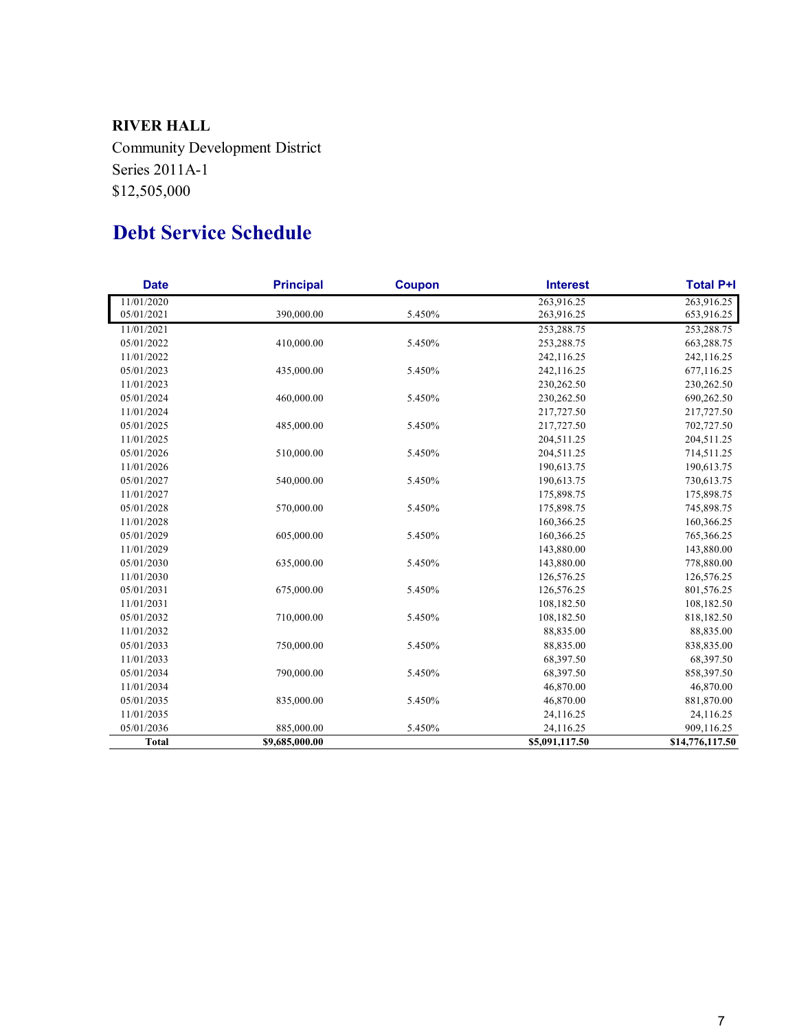**RIVER HALL**

Community Development District

Series 2011A-1

$12,505,000

## Debt Service Schedule

| Date | Principal | Coupon | Interest | Total P+I |
|---|---|---|---|---|
| 11/01/2020 | | | 263,916.25 | 263,916.25 |
| 05/01/2021 | 390,000.00 | 5.450% | 263,916.25 | 653,916.25 |
| 11/01/2021 | | | 253,288.75 | 253,288.75 |
| 05/01/2022 | 410,000.00 | 5.450% | 253,288.75 | 663,288.75 |
| 11/01/2022 | | | 242,116.25 | 242,116.25 |
| 05/01/2023 | 435,000.00 | 5.450% | 242,116.25 | 677,116.25 |
| 11/01/2023 | | | 230,262.50 | 230,262.50 |
| 05/01/2024 | 460,000.00 | 5.450% | 230,262.50 | 690,262.50 |
| 11/01/2024 | | | 217,727.50 | 217,727.50 |
| 05/01/2025 | 485,000.00 | 5.450% | 217,727.50 | 702,727.50 |
| 11/01/2025 | | | 204,511.25 | 204,511.25 |
| 05/01/2026 | 510,000.00 | 5.450% | 204,511.25 | 714,511.25 |
| 11/01/2026 | | | 190,613.75 | 190,613.75 |
| 05/01/2027 | 540,000.00 | 5.450% | 190,613.75 | 730,613.75 |
| 11/01/2027 | | | 175,898.75 | 175,898.75 |
| 05/01/2028 | 570,000.00 | 5.450% | 175,898.75 | 745,898.75 |
| 11/01/2028 | | | 160,366.25 | 160,366.25 |
| 05/01/2029 | 605,000.00 | 5.450% | 160,366.25 | 765,366.25 |
| 11/01/2029 | | | 143,880.00 | 143,880.00 |
| 05/01/2030 | 635,000.00 | 5.450% | 143,880.00 | 778,880.00 |
| 11/01/2030 | | | 126,576.25 | 126,576.25 |
| 05/01/2031 | 675,000.00 | 5.450% | 126,576.25 | 801,576.25 |
| 11/01/2031 | | | 108,182.50 | 108,182.50 |
| 05/01/2032 | 710,000.00 | 5.450% | 108,182.50 | 818,182.50 |
| 11/01/2032 | | | 88,835.00 | 88,835.00 |
| 05/01/2033 | 750,000.00 | 5.450% | 88,835.00 | 838,835.00 |
| 11/01/2033 | | | 68,397.50 | 68,397.50 |
| 05/01/2034 | 790,000.00 | 5.450% | 68,397.50 | 858,397.50 |
| 11/01/2034 | | | 46,870.00 | 46,870.00 |
| 05/01/2035 | 835,000.00 | 5.450% | 46,870.00 | 881,870.00 |
| 11/01/2035 | | | 24,116.25 | 24,116.25 |
| 05/01/2036 | 885,000.00 | 5.450% | 24,116.25 | 909,116.25 |
| **Total** | **$9,685,000.00** | | **$5,091,117.50** | **$14,776,117.50** |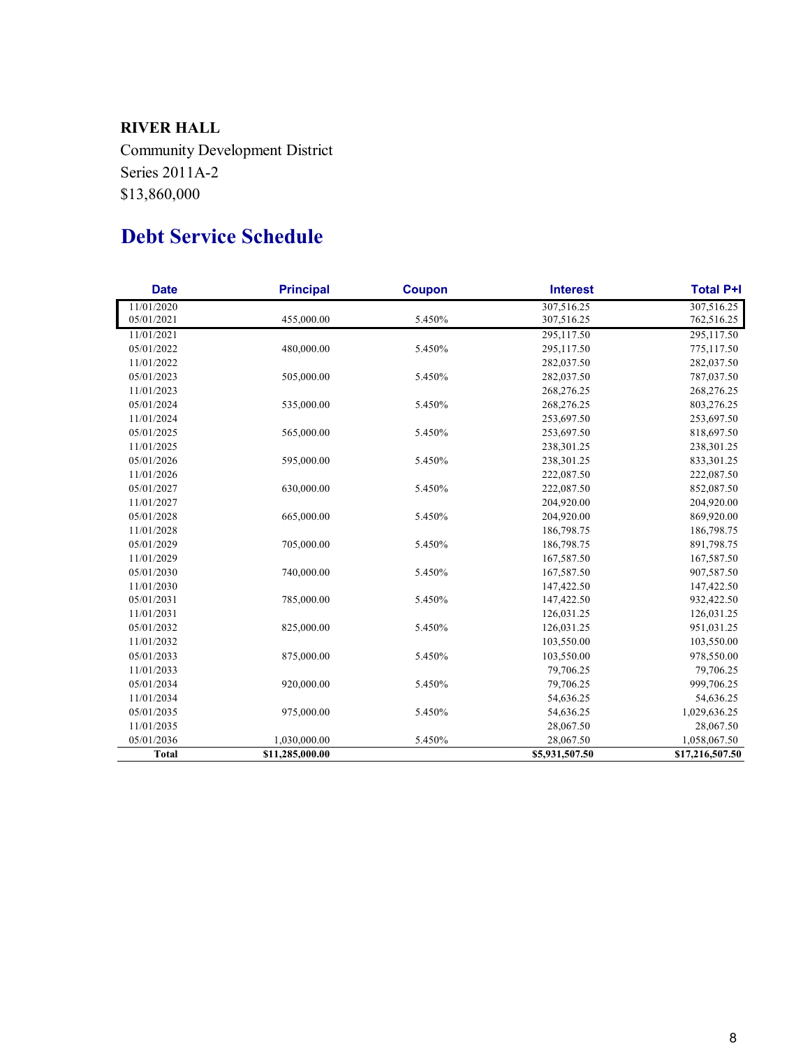**RIVER HALL**

Community Development District

Series 2011A-2

$13,860,000

# Debt Service Schedule

| Date | Principal | Coupon | Interest | Total P+I |
|---|---|---|---|---|
| 11/01/2020 | | | 307,516.25 | 307,516.25 |
| 05/01/2021 | 455,000.00 | 5.450% | 307,516.25 | 762,516.25 |
| 11/01/2021 | | | 295,117.50 | 295,117.50 |
| 05/01/2022 | 480,000.00 | 5.450% | 295,117.50 | 775,117.50 |
| 11/01/2022 | | | 282,037.50 | 282,037.50 |
| 05/01/2023 | 505,000.00 | 5.450% | 282,037.50 | 787,037.50 |
| 11/01/2023 | | | 268,276.25 | 268,276.25 |
| 05/01/2024 | 535,000.00 | 5.450% | 268,276.25 | 803,276.25 |
| 11/01/2024 | | | 253,697.50 | 253,697.50 |
| 05/01/2025 | 565,000.00 | 5.450% | 253,697.50 | 818,697.50 |
| 11/01/2025 | | | 238,301.25 | 238,301.25 |
| 05/01/2026 | 595,000.00 | 5.450% | 238,301.25 | 833,301.25 |
| 11/01/2026 | | | 222,087.50 | 222,087.50 |
| 05/01/2027 | 630,000.00 | 5.450% | 222,087.50 | 852,087.50 |
| 11/01/2027 | | | 204,920.00 | 204,920.00 |
| 05/01/2028 | 665,000.00 | 5.450% | 204,920.00 | 869,920.00 |
| 11/01/2028 | | | 186,798.75 | 186,798.75 |
| 05/01/2029 | 705,000.00 | 5.450% | 186,798.75 | 891,798.75 |
| 11/01/2029 | | | 167,587.50 | 167,587.50 |
| 05/01/2030 | 740,000.00 | 5.450% | 167,587.50 | 907,587.50 |
| 11/01/2030 | | | 147,422.50 | 147,422.50 |
| 05/01/2031 | 785,000.00 | 5.450% | 147,422.50 | 932,422.50 |
| 11/01/2031 | | | 126,031.25 | 126,031.25 |
| 05/01/2032 | 825,000.00 | 5.450% | 126,031.25 | 951,031.25 |
| 11/01/2032 | | | 103,550.00 | 103,550.00 |
| 05/01/2033 | 875,000.00 | 5.450% | 103,550.00 | 978,550.00 |
| 11/01/2033 | | | 79,706.25 | 79,706.25 |
| 05/01/2034 | 920,000.00 | 5.450% | 79,706.25 | 999,706.25 |
| 11/01/2034 | | | 54,636.25 | 54,636.25 |
| 05/01/2035 | 975,000.00 | 5.450% | 54,636.25 | 1,029,636.25 |
| 11/01/2035 | | | 28,067.50 | 28,067.50 |
| 05/01/2036 | 1,030,000.00 | 5.450% | 28,067.50 | 1,058,067.50 |
| **Total** | **$11,285,000.00** | | **$5,931,507.50** | **$17,216,507.50** |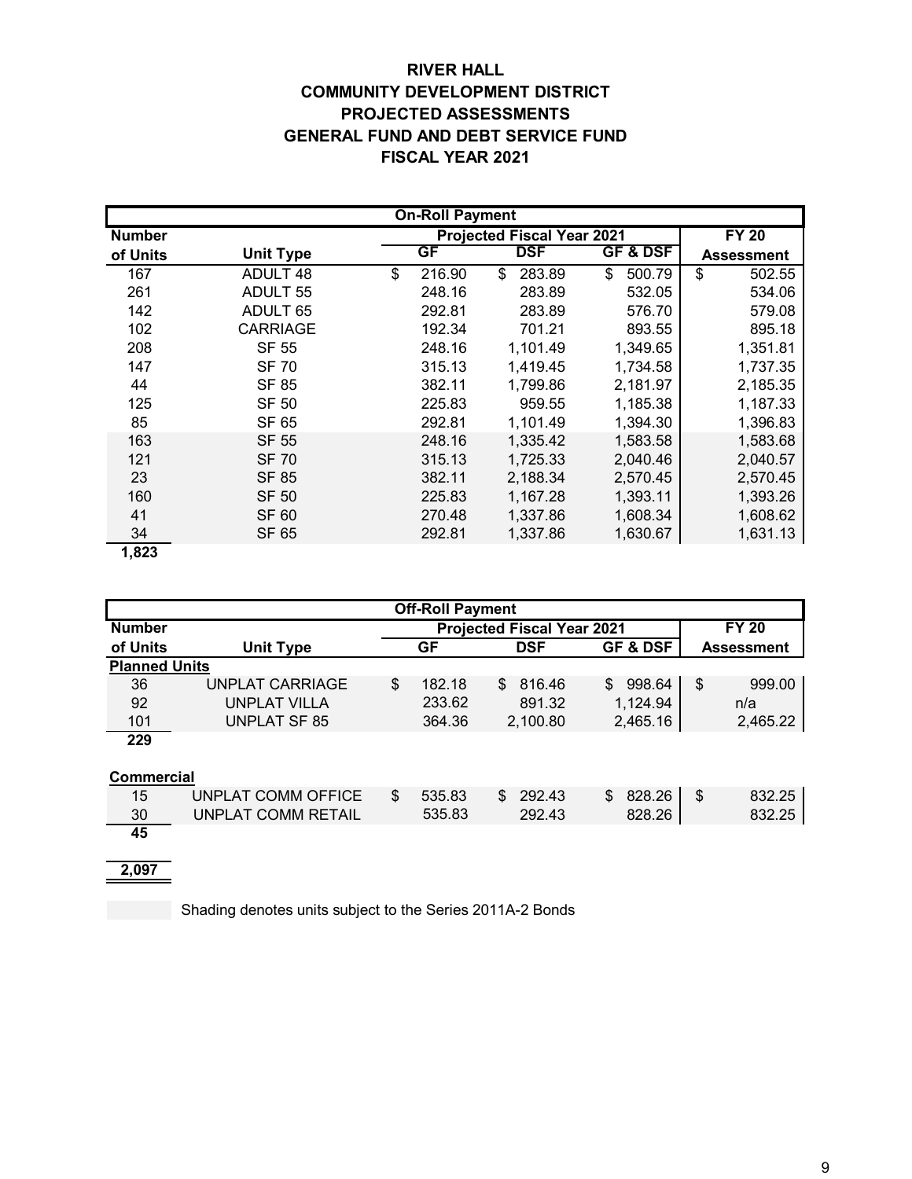# RIVER HALL
## COMMUNITY DEVELOPMENT DISTRICT
## PROJECTED ASSESSMENTS
## GENERAL FUND AND DEBT SERVICE FUND
## FISCAL YEAR 2021

| On-Roll Payment | | | | | |
|---|---|---|---|---|---|
| Number | | Projected Fiscal Year 2021 | | | FY 20 |
| of Units | Unit Type | GF | DSF | GF & DSF | Assessment |
| 167 | ADULT 48 | $ 216.90 | $ 283.89 | $ 500.79 | $ 502.55 |
| 261 | ADULT 55 | 248.16 | 283.89 | 532.05 | 534.06 |
| 142 | ADULT 65 | 292.81 | 283.89 | 576.70 | 579.08 |
| 102 | CARRIAGE | 192.34 | 701.21 | 893.55 | 895.18 |
| 208 | SF 55 | 248.16 | 1,101.49 | 1,349.65 | 1,351.81 |
| 147 | SF 70 | 315.13 | 1,419.45 | 1,734.58 | 1,737.35 |
| 44 | SF 85 | 382.11 | 1,799.86 | 2,181.97 | 2,185.35 |
| 125 | SF 50 | 225.83 | 959.55 | 1,185.38 | 1,187.33 |
| 85 | SF 65 | 292.81 | 1,101.49 | 1,394.30 | 1,396.83 |
| 163 | SF 55 | 248.16 | 1,335.42 | 1,583.58 | 1,583.68 |
| 121 | SF 70 | 315.13 | 1,725.33 | 2,040.46 | 2,040.57 |
| 23 | SF 85 | 382.11 | 2,188.34 | 2,570.45 | 2,570.45 |
| 160 | SF 50 | 225.83 | 1,167.28 | 1,393.11 | 1,393.26 |
| 41 | SF 60 | 270.48 | 1,337.86 | 1,608.34 | 1,608.62 |
| 34 | SF 65 | 292.81 | 1,337.86 | 1,630.67 | 1,631.13 |
| **1,823** | | | | | |

| Off-Roll Payment | | | | | |
|---|---|---|---|---|---|
| Number | | Projected Fiscal Year 2021 | | | FY 20 |
| of Units | Unit Type | GF | DSF | GF & DSF | Assessment |
| **Planned Units** | | | | | |
| 36 | UNPLAT CARRIAGE | $ 182.18 | $ 816.46 | $ 998.64 | $ 999.00 |
| 92 | UNPLAT VILLA | 233.62 | 891.32 | 1,124.94 | n/a |
| 101 | UNPLAT SF 85 | 364.36 | 2,100.80 | 2,465.16 | 2,465.22 |
| **229** | | | | | |
| **Commercial** | | | | | |
| 15 | UNPLAT COMM OFFICE | $ 535.83 | $ 292.43 | $ 828.26 | $ 832.25 |
| 30 | UNPLAT COMM RETAIL | 535.83 | 292.43 | 828.26 | 832.25 |
| **45** | | | | | |
| **2,097** | | | | | |

Shading denotes units subject to the Series 2011A-2 Bonds